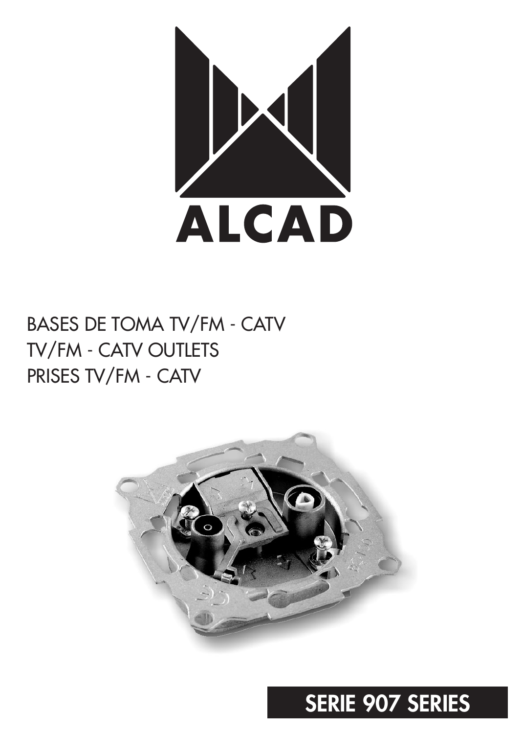# ALCAD

BASES DE TOMA TV/FM - CATV
TV/FM - CATV OUTLETS
PRISES TV/FM - CATV

**SERIE 907 SERIES**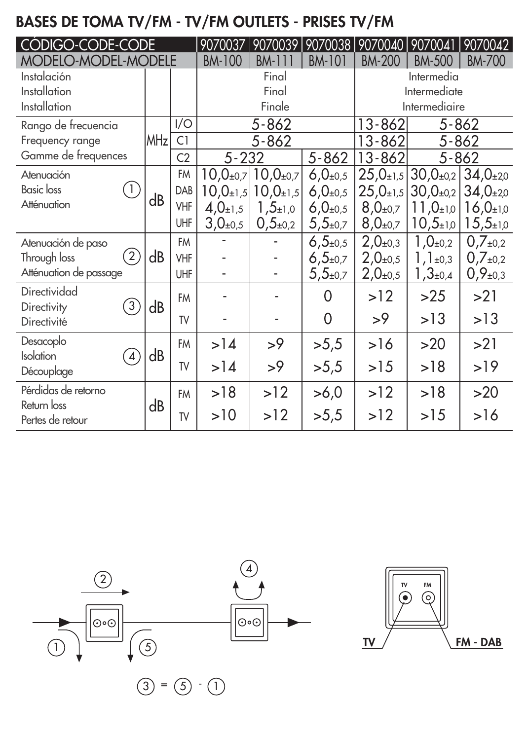# BASES DE TOMA TV/FM - TV/FM OUTLETS - PRISES TV/FM

| CÓDIGO-CODE-CODE | | | 9070037 | 9070039 | 9070038 | 9070040 | 9070041 | 9070042 |
|---|---|---|---|---|---|---|---|---|
| MODELO-MODEL-MODELE | | | BM-100 | BM-111 | BM-101 | BM-200 | BM-500 | BM-700 |
| Instalación / Installation / Installation | | | Final / Final / Finale | | | Intermedia / Intermediate / Intermediaire | | |
| Rango de frecuencia / Frequency range / Gamme de frequences | MHz | I/O | 5-862 | | | 13-862 | 5-862 | |
| | | C1 | 5-862 | | | 13-862 | 5-862 | |
| | | C2 | 5-232 | | 5-862 | 13-862 | 5-862 | |
| Atenuación / Basic loss / Atténuation (1) | dB | FM | 10,0±0,7 | 10,0±0,7 | 6,0±0,5 | 25,0±1,5 | 30,0±0,2 | 34,0±2,0 |
| | | DAB | 10,0±1,5 | 10,0±1,5 | 6,0±0,5 | 25,0±1,5 | 30,0±0,2 | 34,0±2,0 |
| | | VHF | 4,0±1,5 | 1,5±1,0 | 6,0±0,5 | 8,0±0,7 | 11,0±1,0 | 16,0±1,0 |
| | | UHF | 3,0±0,5 | 0,5±0,2 | 5,5±0,7 | 8,0±0,7 | 10,5±1,0 | 15,5±1,0 |
| Atenuación de paso / Through loss / Atténuation de passage (2) | dB | FM | - | - | 6,5±0,5 | 2,0±0,3 | 1,0±0,2 | 0,7±0,2 |
| | | VHF | - | - | 6,5±0,7 | 2,0±0,5 | 1,1±0,3 | 0,7±0,2 |
| | | UHF | - | - | 5,5±0,7 | 2,0±0,5 | 1,3±0,4 | 0,9±0,3 |
| Directividad / Directivity / Directivité (3) | dB | FM | - | - | 0 | >12 | >25 | >21 |
| | | TV | - | - | 0 | >9 | >13 | >13 |
| Desacoplo / Isolation / Découplage (4) | dB | FM | >14 | >9 | >5,5 | >16 | >20 | >21 |
| | | TV | >14 | >9 | >5,5 | >15 | >18 | >19 |
| Pérdidas de retorno / Return loss / Pertes de retour | dB | FM | >18 | >12 | >6,0 | >12 | >18 | >20 |
| | | TV | >10 | >12 | >5,5 | >12 | >15 | >16 |

(3) = (5) - (1)

TV FM

TV FM - DAB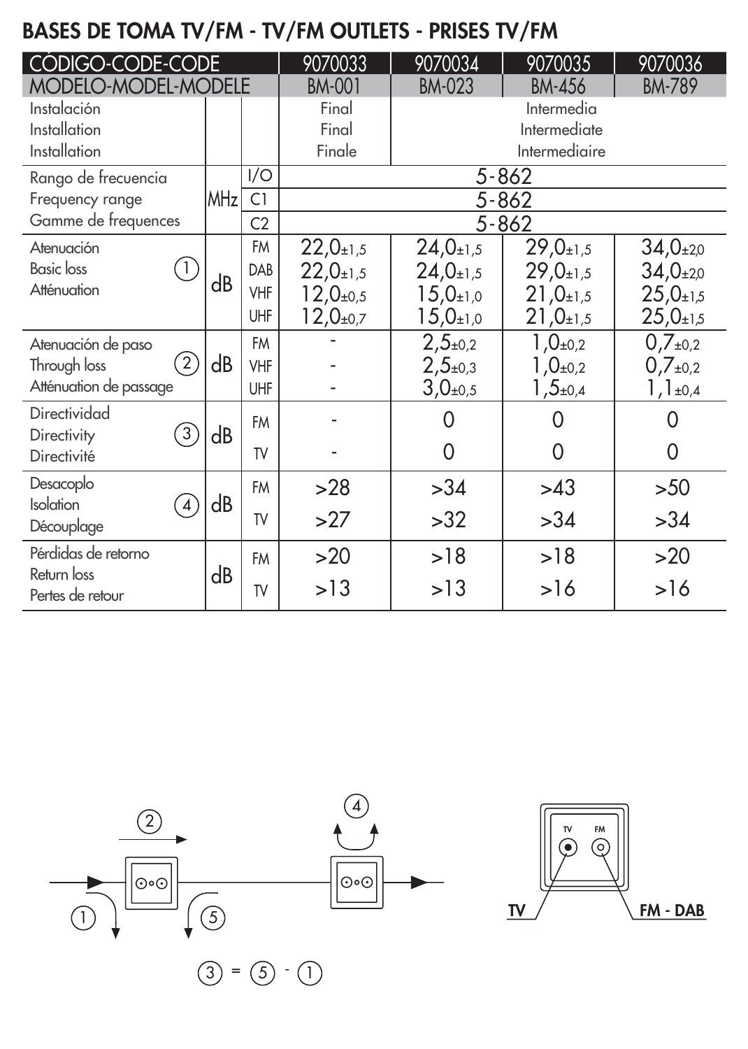# BASES DE TOMA TV/FM - TV/FM OUTLETS - PRISES TV/FM

| CÓDIGO-CODE-CODE | | | 9070033 | 9070034 | 9070035 | 9070036 |
|---|---|---|---|---|---|---|
| MODELO-MODEL-MODELE | | | BM-001 | BM-023 | BM-456 | BM-789 |
| Instalación / Installation / Installation | | | Final / Final / Finale | Intermedia / Intermediate / Intermediaire | | |
| Rango de frecuencia / Frequency range / Gamme de frequences | MHz | I/O | 5-862 | | | |
| | | C1 | 5-862 | | | |
| | | C2 | 5-862 | | | |
| Atenuación / Basic loss / Atténuation (1) | dB | FM | 22,0±1,5 | 24,0±1,5 | 29,0±1,5 | 34,0±2,0 |
| | | DAB | 22,0±1,5 | 24,0±1,5 | 29,0±1,5 | 34,0±2,0 |
| | | VHF | 12,0±0,5 | 15,0±1,0 | 21,0±1,5 | 25,0±1,5 |
| | | UHF | 12,0±0,7 | 15,0±1,0 | 21,0±1,5 | 25,0±1,5 |
| Atenuación de paso / Through loss / Atténuation de passage (2) | dB | FM | - | 2,5±0,2 | 1,0±0,2 | 0,7±0,2 |
| | | VHF | - | 2,5±0,3 | 1,0±0,2 | 0,7±0,2 |
| | | UHF | - | 3,0±0,5 | 1,5±0,4 | 1,1±0,4 |
| Directividad / Directivity / Directivité (3) | dB | FM | - | 0 | 0 | 0 |
| | | TV | - | 0 | 0 | 0 |
| Desacoplo / Isolation / Découplage (4) | dB | FM | >28 | >34 | >43 | >50 |
| | | TV | >27 | >32 | >34 | >34 |
| Pérdidas de retorno / Return loss / Pertes de retour | dB | FM | >20 | >18 | >18 | >20 |
| | | TV | >13 | >13 | >16 | >16 |

(3) = (5) - (1)

TV — FM - DAB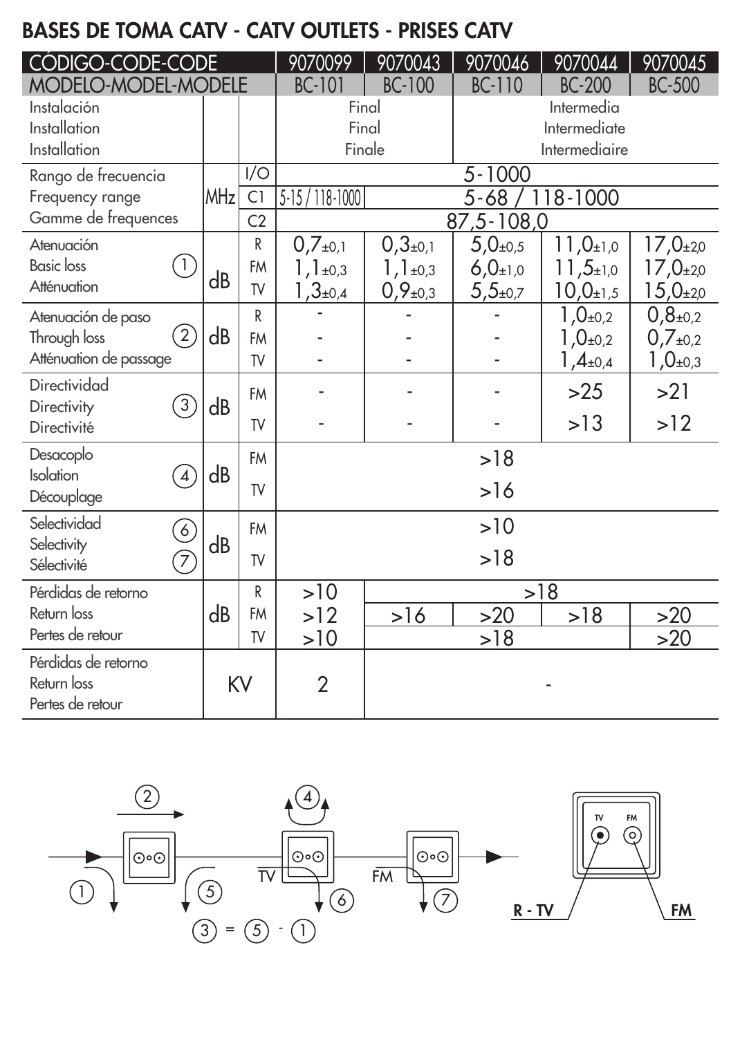# BASES DE TOMA CATV - CATV OUTLETS - PRISES CATV

| CÓDIGO-CODE-CODE | | | 9070099 | 9070043 | 9070046 | 9070044 | 9070045 |
|---|---|---|---|---|---|---|---|
| MODELO-MODEL-MODELE | | | BC-101 | BC-100 | BC-110 | BC-200 | BC-500 |
| Instalación / Installation / Installation | | | Final / Final / Finale | | Intermedia / Intermediate / Intermediaire | | |
| Rango de frecuencia / Frequency range / Gamme de frequences | MHz | I/O | 5-1000 | | | | |
| | | C1 | 5-15 / 118-1000 | 5-68 / 118-1000 | | | |
| | | C2 | 87,5-108,0 | | | | |
| Atenuación / Basic loss / Atténuation (1) | dB | R | 0,7±0,1 | 0,3±0,1 | 5,0±0,5 | 11,0±1,0 | 17,0±2,0 |
| | | FM | 1,1±0,3 | 1,1±0,3 | 6,0±1,0 | 11,5±1,0 | 17,0±2,0 |
| | | TV | 1,3±0,4 | 0,9±0,3 | 5,5±0,7 | 10,0±1,5 | 15,0±2,0 |
| Atenuación de paso / Through loss / Atténuation de passage (2) | dB | R | - | - | - | 1,0±0,2 | 0,8±0,2 |
| | | FM | - | - | - | 1,0±0,2 | 0,7±0,2 |
| | | TV | - | - | - | 1,4±0,4 | 1,0±0,3 |
| Directividad / Directivity / Directivité (3) | dB | FM | - | - | - | >25 | >21 |
| | | TV | - | - | - | >13 | >12 |
| Desacoplo / Isolation / Découplage (4) | dB | FM | >18 | | | | |
| | | TV | >16 | | | | |
| Selectividad / Selectivity / Sélectivité (6) (7) | dB | FM | >10 | | | | |
| | | TV | >18 | | | | |
| Pérdidas de retorno / Return loss / Pertes de retour | dB | R | >10 | >18 | | | |
| | | FM | >12 | >16 | >20 | >18 | >20 |
| | | TV | >10 | >18 | | | >20 |
| Pérdidas de retorno / Return loss / Pertes de retour | KV | | 2 | - | | | |

(3) = (5) - (1)

TV FM

R - TV FM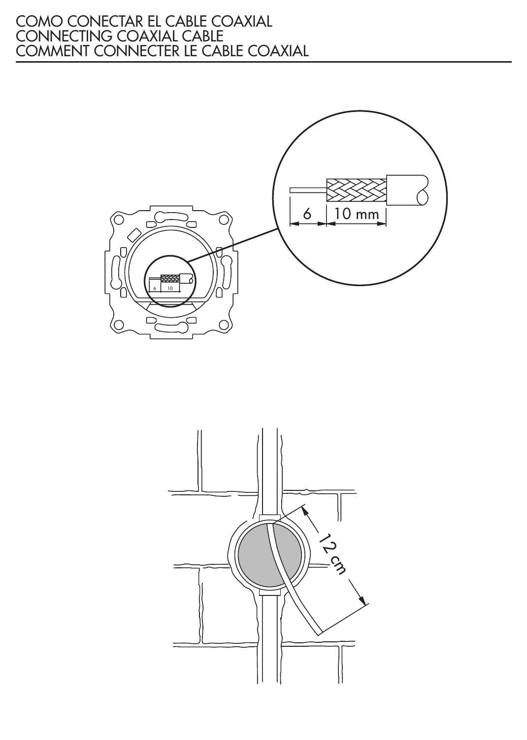# COMO CONECTAR EL CABLE COAXIAL
# CONNECTING COAXIAL CABLE
# COMMENT CONNECTER LE CABLE COAXIAL

6 | 10 mm

12 cm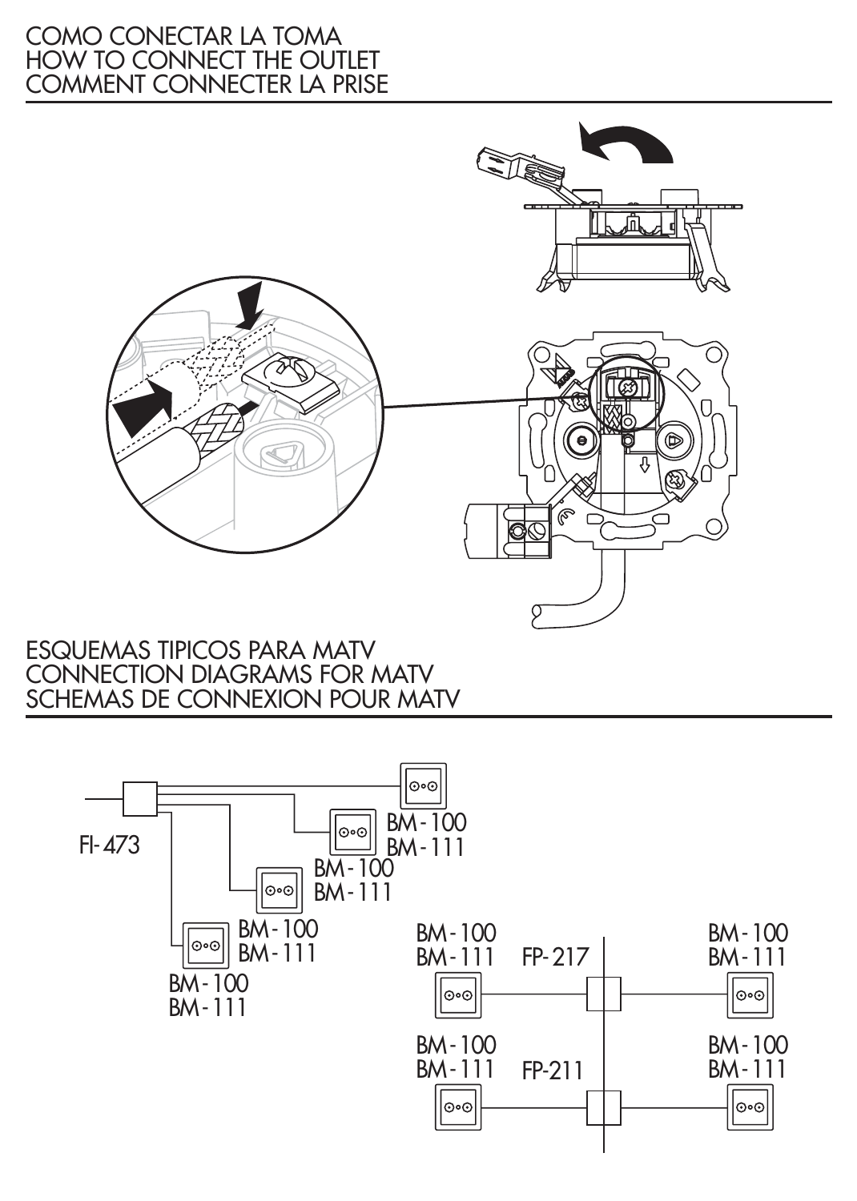# COMO CONECTAR LA TOMA
# HOW TO CONNECT THE OUTLET
# COMMENT CONNECTER LA PRISE

# ESQUEMAS TIPICOS PARA MATV
# CONNECTION DIAGRAMS FOR MATV
# SCHEMAS DE CONNEXION POUR MATV

FI-473

BM-100
BM-111

BM-100
BM-111

BM-100
BM-111

BM-100
BM-111

BM-100
BM-111

FP-217

BM-100
BM-111

BM-100
BM-111

FP-211

BM-100
BM-111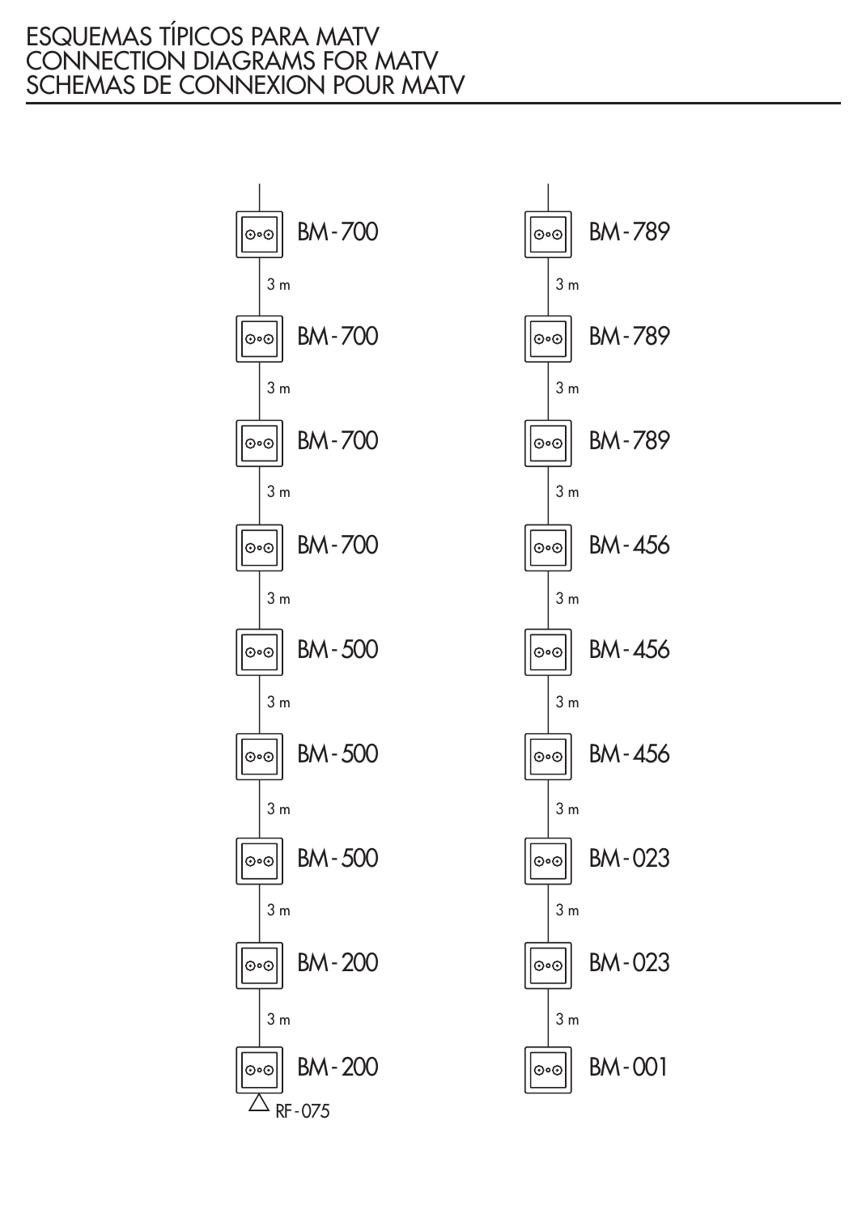# ESQUEMAS TÍPICOS PARA MATV
# CONNECTION DIAGRAMS FOR MATV
# SCHEMAS DE CONNEXION POUR MATV

BM-700

3 m

BM-700

3 m

BM-700

3 m

BM-700

3 m

BM-500

3 m

BM-500

3 m

BM-500

3 m

BM-200

3 m

BM-200

RF-075

BM-789

3 m

BM-789

3 m

BM-789

3 m

BM-456

3 m

BM-456

3 m

BM-456

3 m

BM-023

3 m

BM-023

3 m

BM-001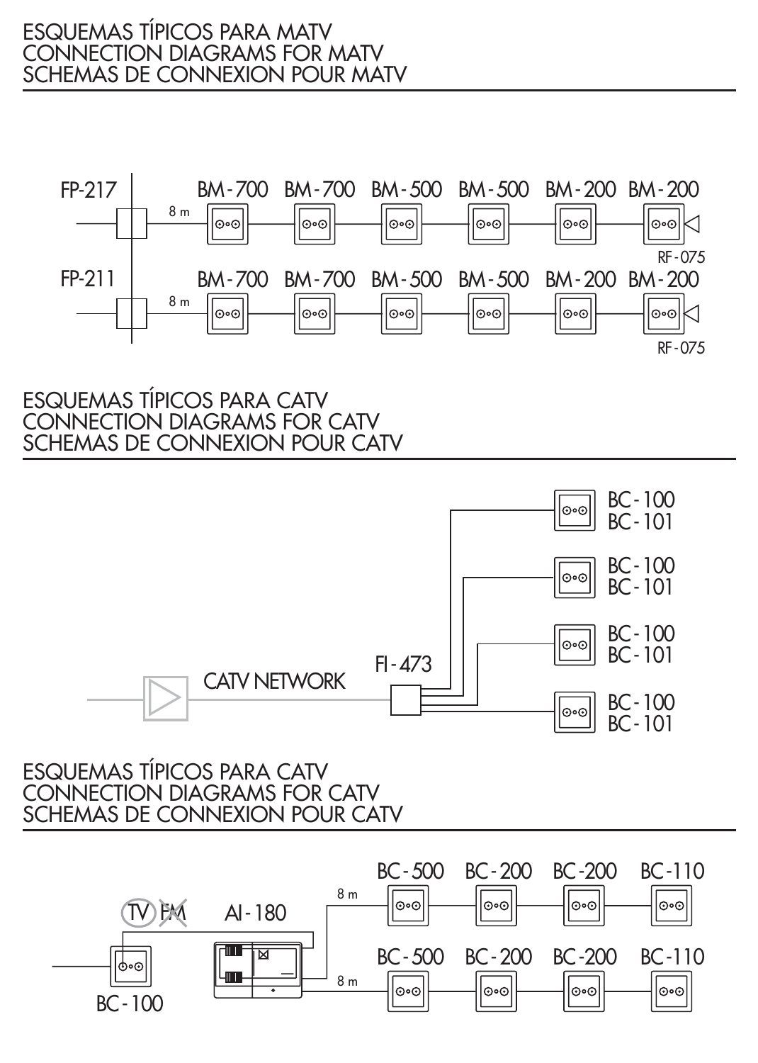## ESQUEMAS TÍPICOS PARA MATV
## CONNECTION DIAGRAMS FOR MATV
## SCHEMAS DE CONNEXION POUR MATV

FP-217 — 8 m — BM-700 — BM-700 — BM-500 — BM-500 — BM-200 — BM-200 — RF-075

FP-211 — 8 m — BM-700 — BM-700 — BM-500 — BM-500 — BM-200 — BM-200 — RF-075

## ESQUEMAS TÍPICOS PARA CATV
## CONNECTION DIAGRAMS FOR CATV
## SCHEMAS DE CONNEXION POUR CATV

CATV NETWORK — FI-473 — BC-100 / BC-101, BC-100 / BC-101, BC-100 / BC-101, BC-100 / BC-101

## ESQUEMAS TÍPICOS PARA CATV
## CONNECTION DIAGRAMS FOR CATV
## SCHEMAS DE CONNEXION POUR CATV

BC-100 (TV, ~~FM~~) — AI-180

8 m — BC-500 — BC-200 — BC-200 — BC-110

8 m — BC-500 — BC-200 — BC-200 — BC-110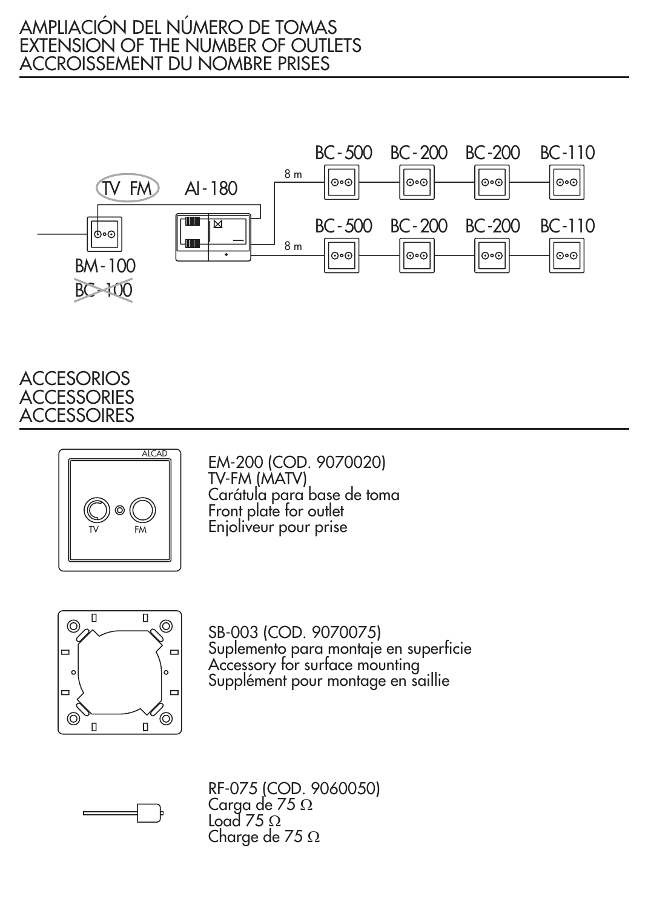# AMPLIACIÓN DEL NÚMERO DE TOMAS
# EXTENSION OF THE NUMBER OF OUTLETS
# ACCROISSEMENT DU NOMBRE PRISES

TV FM

AI-180

8 m

BC-500 BC-200 BC-200 BC-110

8 m

BC-500 BC-200 BC-200 BC-110

BM-100

~~BC-100~~

# ACCESORIOS
# ACCESSORIES
# ACCESSOIRES

ALCAD

TV FM

EM-200 (COD. 9070020)
TV-FM (MATV)
Carátula para base de toma
Front plate for outlet
Enjoliveur pour prise

SB-003 (COD. 9070075)
Suplemento para montaje en superficie
Accessory for surface mounting
Supplément pour montage en saillie

RF-075 (COD. 9060050)
Carga de 75 Ω
Load 75 Ω
Charge de 75 Ω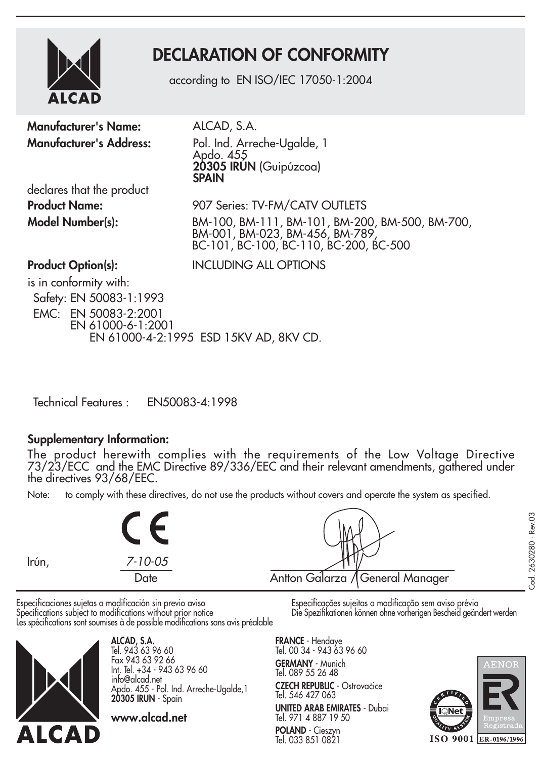ALCAD

# DECLARATION OF CONFORMITY

according to EN ISO/IEC 17050-1:2004

**Manufacturer's Name:** ALCAD, S.A.

**Manufacturer's Address:** Pol. Ind. Arreche-Ugalde, 1
Apdo. 455
**20305 IRUN** (Guipúzcoa)
**SPAIN**

declares that the product

**Product Name:** 907 Series: TV-FM/CATV OUTLETS

**Model Number(s):** BM-100, BM-111, BM-101, BM-200, BM-500, BM-700, BM-001, BM-023, BM-456, BM-789, BC-101, BC-100, BC-110, BC-200, BC-500

**Product Option(s):** INCLUDING ALL OPTIONS

is in conformity with:

Safety: EN 50083-1:1993

EMC: EN 50083-2:2001
EN 61000-6-1:2001
EN 61000-4-2:1995 ESD 15KV AD, 8KV CD.

Technical Features : EN50083-4:1998

**Supplementary Information:**

The product herewith complies with the requirements of the Low Voltage Directive 73/23/ECC and the EMC Directive 89/336/EEC and their relevant amendments, gathered under the directives 93/68/EEC.

Note: to comply with these directives, do not use the products without covers and operate the system as specified.

CE

Irún, *7-10-05*
Date

Antton Galarza / General Manager

Cod. 2630280 - Rev.03

Especificaciones sujetas a modificación sin previo aviso
Specifications subject to modifications without prior notice
Les spécifications sont soumises à de possible modifications sans avis préalable
Especificações sujeitas a modificação sem aviso prévio
Die Spezifikationen können ohne vorherigen Bescheid geändert werden

**ALCAD, S.A.**
Tel. 943 63 96 60
Fax 943 63 92 66
Int. Tel. +34 - 943 63 96 60
info@alcad.net
Apdo. 455 - Pol. Ind. Arreche-Ugalde,1
**20305 IRUN** - Spain

**www.alcad.net**

**FRANCE** - Hendaye
Tel. 00 34 - 943 63 96 60

**GERMANY** - Munich
Tel. 089 55 26 48

**CZECH REPUBLIC** - Ostrovačice
Tel. 546 427 063

**UNITED ARAB EMIRATES** - Dubai
Tel. 971 4 887 19 50

**POLAND** - Cieszyn
Tel. 033 851 0821

CERTIFIED QUALITY SYSTEM IQNet
ISO 9001

AENOR
Empresa Registrada
ER-0196/1996